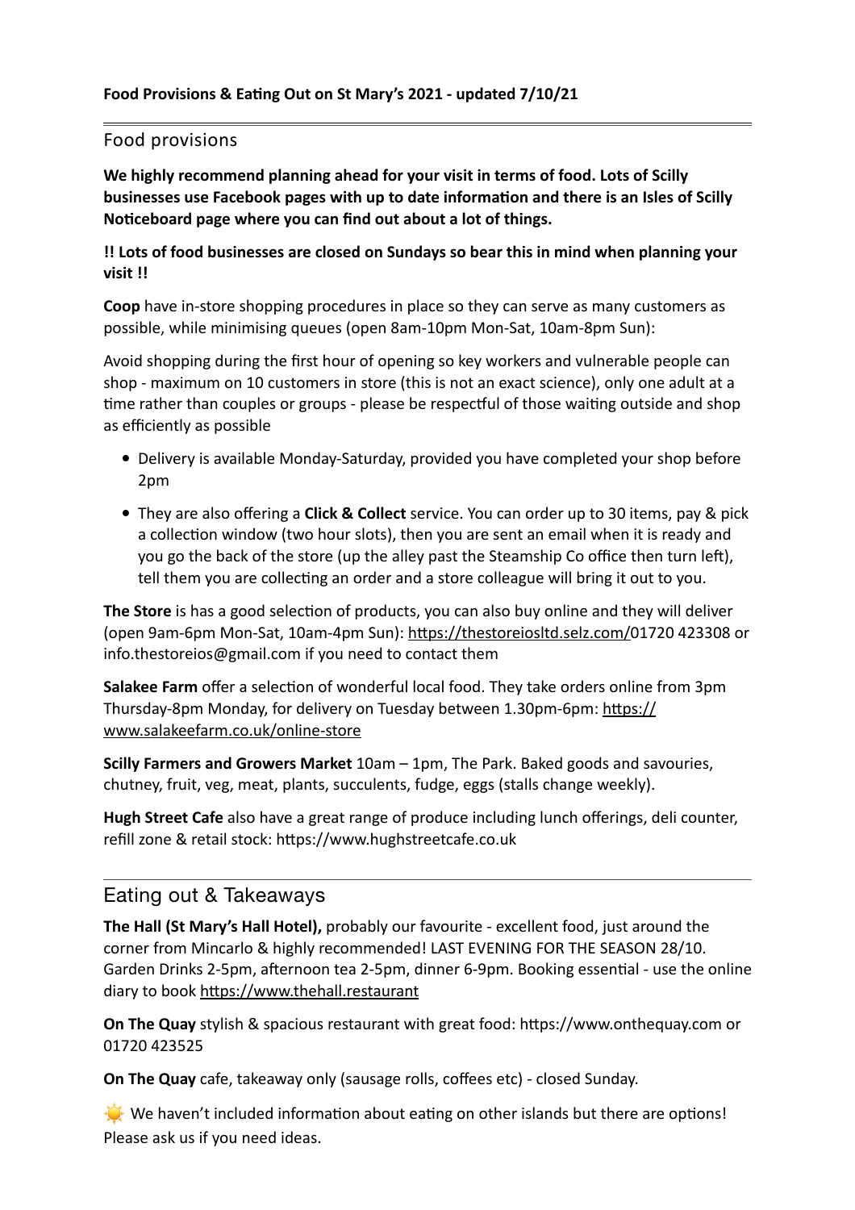**Food Provisions & Eating Out on St Mary's 2021 - updated 7/10/21**

## Food provisions

**We highly recommend planning ahead for your visit in terms of food. Lots of Scilly businesses use Facebook pages with up to date information and there is an Isles of Scilly Noticeboard page where you can find out about a lot of things.**

**!! Lots of food businesses are closed on Sundays so bear this in mind when planning your visit !!**

**Coop** have in-store shopping procedures in place so they can serve as many customers as possible, while minimising queues (open 8am-10pm Mon-Sat, 10am-8pm Sun):

Avoid shopping during the first hour of opening so key workers and vulnerable people can shop - maximum on 10 customers in store (this is not an exact science), only one adult at a time rather than couples or groups - please be respectful of those waiting outside and shop as efficiently as possible

- Delivery is available Monday-Saturday, provided you have completed your shop before 2pm
- They are also offering a **Click & Collect** service. You can order up to 30 items, pay & pick a collection window (two hour slots), then you are sent an email when it is ready and you go the back of the store (up the alley past the Steamship Co office then turn left), tell them you are collecting an order and a store colleague will bring it out to you.

**The Store** is has a good selection of products, you can also buy online and they will deliver (open 9am-6pm Mon-Sat, 10am-4pm Sun): https://thestoreiosltd.selz.com/01720 423308 or info.thestoreios@gmail.com if you need to contact them

**Salakee Farm** offer a selection of wonderful local food. They take orders online from 3pm Thursday-8pm Monday, for delivery on Tuesday between 1.30pm-6pm: https://www.salakeefarm.co.uk/online-store

**Scilly Farmers and Growers Market** 10am – 1pm, The Park. Baked goods and savouries, chutney, fruit, veg, meat, plants, succulents, fudge, eggs (stalls change weekly).

**Hugh Street Cafe** also have a great range of produce including lunch offerings, deli counter, refill zone & retail stock: https://www.hughstreetcafe.co.uk

## Eating out & Takeaways

**The Hall (St Mary's Hall Hotel),** probably our favourite - excellent food, just around the corner from Mincarlo & highly recommended! LAST EVENING FOR THE SEASON 28/10. Garden Drinks 2-5pm, afternoon tea 2-5pm, dinner 6-9pm. Booking essential - use the online diary to book https://www.thehall.restaurant

**On The Quay** stylish & spacious restaurant with great food: https://www.onthequay.com or 01720 423525

**On The Quay** cafe, takeaway only (sausage rolls, coffees etc) - closed Sunday.

☀️ We haven't included information about eating on other islands but there are options! Please ask us if you need ideas.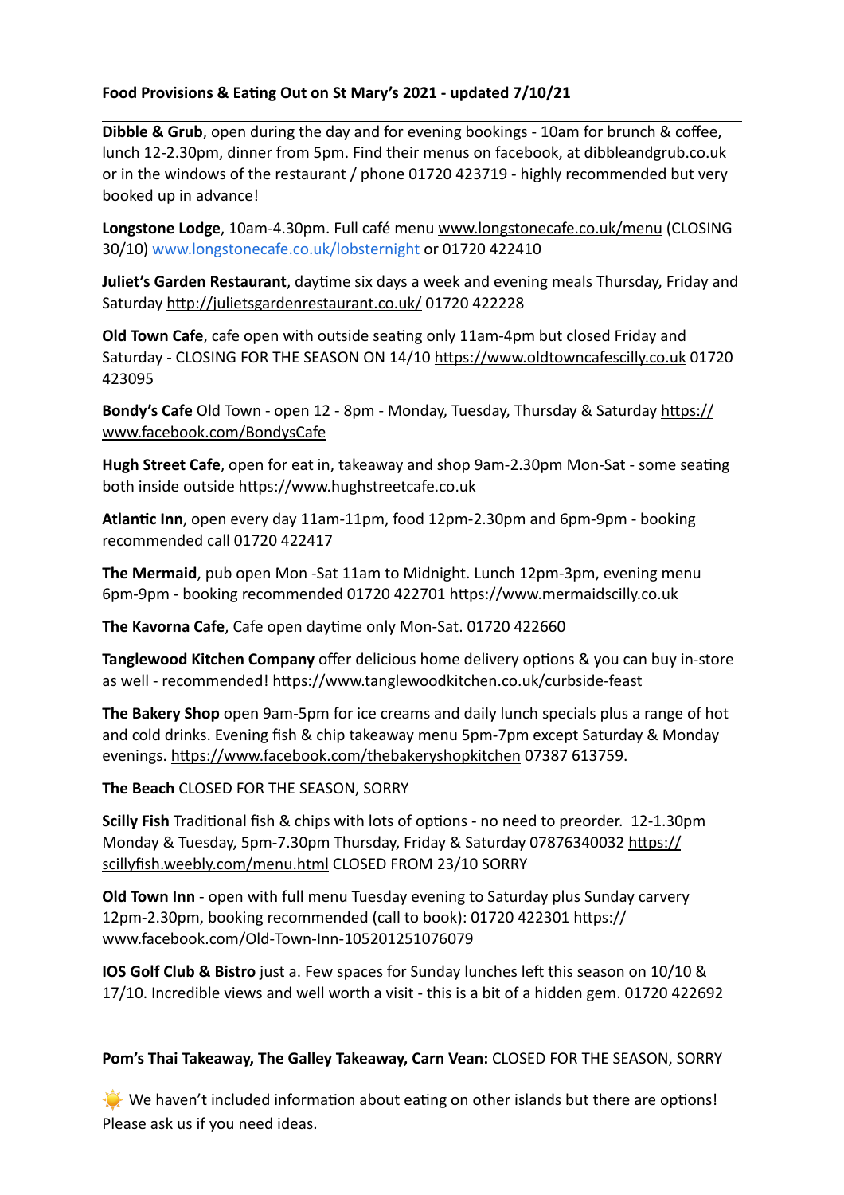**Food Provisions & Eating Out on St Mary's 2021 - updated 7/10/21**

---

**Dibble & Grub**, open during the day and for evening bookings - 10am for brunch & coffee, lunch 12-2.30pm, dinner from 5pm. Find their menus on facebook, at dibbleandgrub.co.uk or in the windows of the restaurant / phone 01720 423719 - highly recommended but very booked up in advance!

**Longstone Lodge**, 10am-4.30pm. Full café menu www.longstonecafe.co.uk/menu (CLOSING 30/10) www.longstonecafe.co.uk/lobsternight or 01720 422410

**Juliet's Garden Restaurant**, daytime six days a week and evening meals Thursday, Friday and Saturday http://julietsgardenrestaurant.co.uk/ 01720 422228

**Old Town Cafe**, cafe open with outside seating only 11am-4pm but closed Friday and Saturday - CLOSING FOR THE SEASON ON 14/10 https://www.oldtowncafescilly.co.uk 01720 423095

**Bondy's Cafe** Old Town - open 12 - 8pm - Monday, Tuesday, Thursday & Saturday https://www.facebook.com/BondysCafe

**Hugh Street Cafe**, open for eat in, takeaway and shop 9am-2.30pm Mon-Sat - some seating both inside outside https://www.hughstreetcafe.co.uk

**Atlantic Inn**, open every day 11am-11pm, food 12pm-2.30pm and 6pm-9pm - booking recommended call 01720 422417

**The Mermaid**, pub open Mon -Sat 11am to Midnight. Lunch 12pm-3pm, evening menu 6pm-9pm - booking recommended 01720 422701 https://www.mermaidscilly.co.uk

**The Kavorna Cafe**, Cafe open daytime only Mon-Sat. 01720 422660

**Tanglewood Kitchen Company** offer delicious home delivery options & you can buy in-store as well - recommended! https://www.tanglewoodkitchen.co.uk/curbside-feast

**The Bakery Shop** open 9am-5pm for ice creams and daily lunch specials plus a range of hot and cold drinks. Evening fish & chip takeaway menu 5pm-7pm except Saturday & Monday evenings. https://www.facebook.com/thebakeryshopkitchen 07387 613759.

**The Beach** CLOSED FOR THE SEASON, SORRY

**Scilly Fish** Traditional fish & chips with lots of options - no need to preorder. 12-1.30pm Monday & Tuesday, 5pm-7.30pm Thursday, Friday & Saturday 07876340032 https://scillyfish.weebly.com/menu.html CLOSED FROM 23/10 SORRY

**Old Town Inn** - open with full menu Tuesday evening to Saturday plus Sunday carvery 12pm-2.30pm, booking recommended (call to book): 01720 422301 https://www.facebook.com/Old-Town-Inn-105201251076079

**IOS Golf Club & Bistro** just a. Few spaces for Sunday lunches left this season on 10/10 & 17/10. Incredible views and well worth a visit - this is a bit of a hidden gem. 01720 422692

**Pom's Thai Takeaway, The Galley Takeaway, Carn Vean:** CLOSED FOR THE SEASON, SORRY

☀️ We haven't included information about eating on other islands but there are options! Please ask us if you need ideas.